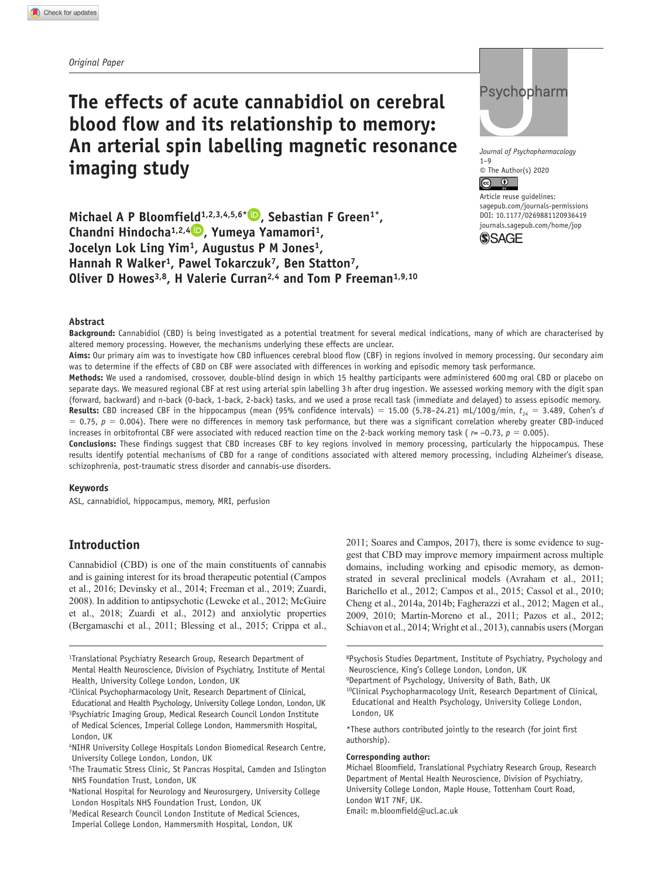Original Paper

# The effects of acute cannabidiol on cerebral blood flow and its relationship to memory: An arterial spin labelling magnetic resonance imaging study

Michael A P Bloomfield[1,2,3,4,5,6*], Sebastian F Green[1*], Chandni Hindocha[1,2,4], Yumeya Yamamori[1], Jocelyn Lok Ling Yim[1], Augustus P M Jones[1], Hannah R Walker[1], Pawel Tokarczuk[7], Ben Statton[7], Oliver D Howes[3,8], H Valerie Curran[2,4] and Tom P Freeman[1,9,10]

Journal of Psychopharmacology
1–9
© The Author(s) 2020
Article reuse guidelines: sagepub.com/journals-permissions
DOI: 10.1177/0269881120936419
journals.sagepub.com/home/jop

## Abstract

**Background:** Cannabidiol (CBD) is being investigated as a potential treatment for several medical indications, many of which are characterised by altered memory processing. However, the mechanisms underlying these effects are unclear.

**Aims:** Our primary aim was to investigate how CBD influences cerebral blood flow (CBF) in regions involved in memory processing. Our secondary aim was to determine if the effects of CBD on CBF were associated with differences in working and episodic memory task performance.

**Methods:** We used a randomised, crossover, double-blind design in which 15 healthy participants were administered 600 mg oral CBD or placebo on separate days. We measured regional CBF at rest using arterial spin labelling 3 h after drug ingestion. We assessed working memory with the digit span (forward, backward) and n-back (0-back, 1-back, 2-back) tasks, and we used a prose recall task (immediate and delayed) to assess episodic memory.

**Results:** CBD increased CBF in the hippocampus (mean (95% confidence intervals) = 15.00 (5.78–24.21) mL/100 g/min, $t_{14}$ = 3.489, Cohen's $d$ = 0.75, $p$ = 0.004). There were no differences in memory task performance, but there was a significant correlation whereby greater CBD-induced increases in orbitofrontal CBF were associated with reduced reaction time on the 2-back working memory task ($r$= −0.73, $p$ = 0.005).

**Conclusions:** These findings suggest that CBD increases CBF to key regions involved in memory processing, particularly the hippocampus. These results identify potential mechanisms of CBD for a range of conditions associated with altered memory processing, including Alzheimer's disease, schizophrenia, post-traumatic stress disorder and cannabis-use disorders.

### Keywords

ASL, cannabidiol, hippocampus, memory, MRI, perfusion

## Introduction

Cannabidiol (CBD) is one of the main constituents of cannabis and is gaining interest for its broad therapeutic potential (Campos et al., 2016; Devinsky et al., 2014; Freeman et al., 2019; Zuardi, 2008). In addition to antipsychotic (Leweke et al., 2012; McGuire et al., 2018; Zuardi et al., 2012) and anxiolytic properties (Bergamaschi et al., 2011; Blessing et al., 2015; Crippa et al., 2011; Soares and Campos, 2017), there is some evidence to suggest that CBD may improve memory impairment across multiple domains, including working and episodic memory, as demonstrated in several preclinical models (Avraham et al., 2011; Barichello et al., 2012; Campos et al., 2015; Cassol et al., 2010; Cheng et al., 2014a, 2014b; Fagherazzi et al., 2012; Magen et al., 2009, 2010; Martin-Moreno et al., 2011; Pazos et al., 2012; Schiavon et al., 2014; Wright et al., 2013), cannabis users (Morgan

[1]Translational Psychiatry Research Group, Research Department of Mental Health Neuroscience, Division of Psychiatry, Institute of Mental Health, University College London, London, UK
[2]Clinical Psychopharmacology Unit, Research Department of Clinical, Educational and Health Psychology, University College London, London, UK
[3]Psychiatric Imaging Group, Medical Research Council London Institute of Medical Sciences, Imperial College London, Hammersmith Hospital, London, UK
[4]NIHR University College Hospitals London Biomedical Research Centre, University College London, London, UK
[5]The Traumatic Stress Clinic, St Pancras Hospital, Camden and Islington NHS Foundation Trust, London, UK
[6]National Hospital for Neurology and Neurosurgery, University College London Hospitals NHS Foundation Trust, London, UK
[7]Medical Research Council London Institute of Medical Sciences, Imperial College London, Hammersmith Hospital, London, UK
[8]Psychosis Studies Department, Institute of Psychiatry, Psychology and Neuroscience, King's College London, London, UK
[9]Department of Psychology, University of Bath, Bath, UK
[10]Clinical Psychopharmacology Unit, Research Department of Clinical, Educational and Health Psychology, University College London, London, UK

*These authors contributed jointly to the research (for joint first authorship).

**Corresponding author:**
Michael Bloomfield, Translational Psychiatry Research Group, Research Department of Mental Health Neuroscience, Division of Psychiatry, University College London, Maple House, Tottenham Court Road, London W1T 7NF, UK.
Email: m.bloomfield@ucl.ac.uk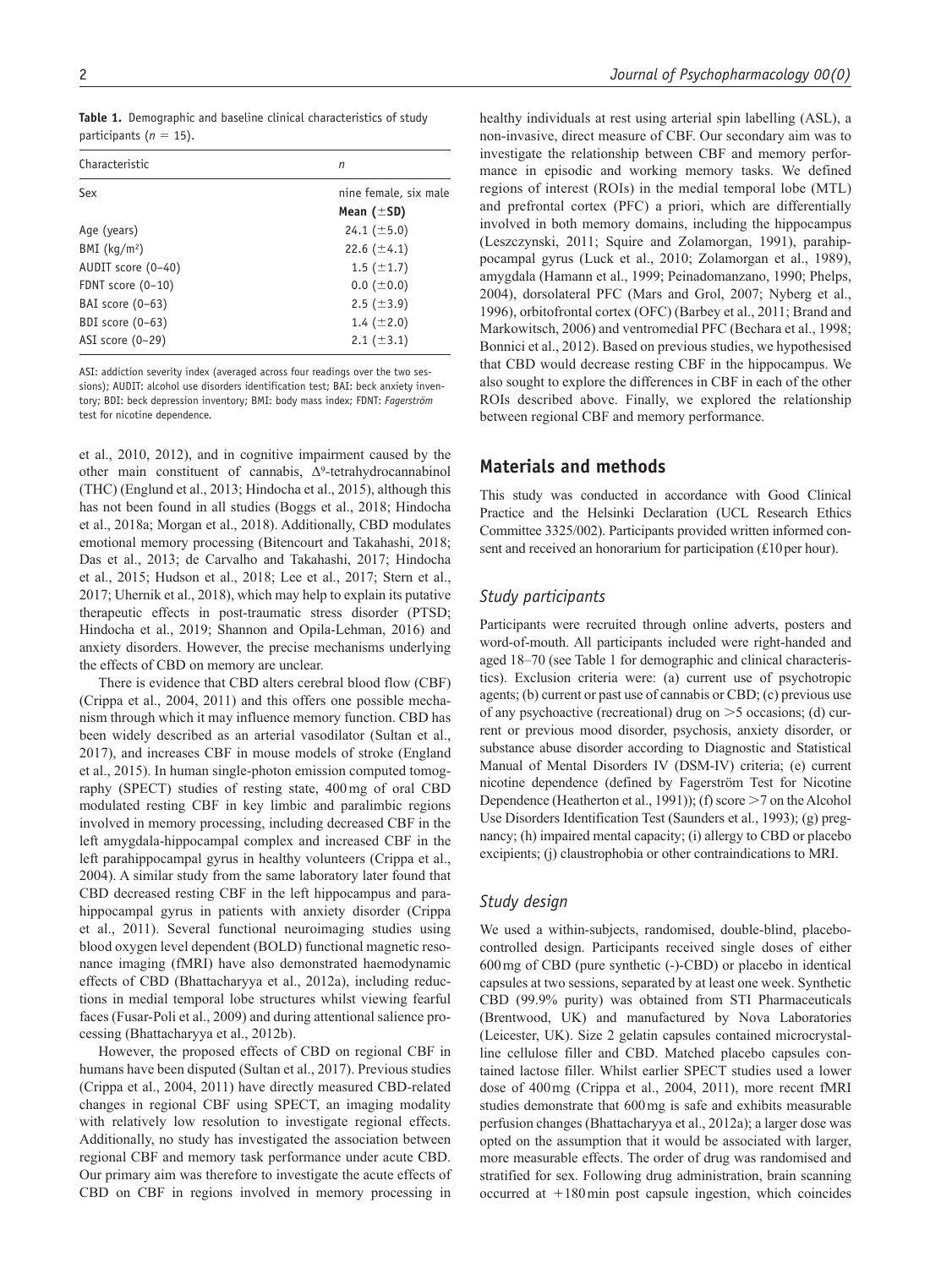**Table 1.** Demographic and baseline clinical characteristics of study participants ($n = 15$).

| Characteristic | $n$ |
|---|---|
| Sex | nine female, six male |
| | **Mean (±SD)** |
| Age (years) | 24.1 (±5.0) |
| BMI (kg/m$^2$) | 22.6 (±4.1) |
| AUDIT score (0–40) | 1.5 (±1.7) |
| FDNT score (0–10) | 0.0 (±0.0) |
| BAI score (0–63) | 2.5 (±3.9) |
| BDI score (0–63) | 1.4 (±2.0) |
| ASI score (0–29) | 2.1 (±3.1) |

ASI: addiction severity index (averaged across four readings over the two sessions); AUDIT: alcohol use disorders identification test; BAI: beck anxiety inventory; BDI: beck depression inventory; BMI: body mass index; FDNT: *Fagerström* test for nicotine dependence.

et al., 2010, 2012), and in cognitive impairment caused by the other main constituent of cannabis, Δ$^9$-tetrahydrocannabinol (THC) (Englund et al., 2013; Hindocha et al., 2015), although this has not been found in all studies (Boggs et al., 2018; Hindocha et al., 2018a; Morgan et al., 2018). Additionally, CBD modulates emotional memory processing (Bitencourt and Takahashi, 2018; Das et al., 2013; de Carvalho and Takahashi, 2017; Hindocha et al., 2015; Hudson et al., 2018; Lee et al., 2017; Stern et al., 2017; Uhernik et al., 2018), which may help to explain its putative therapeutic effects in post-traumatic stress disorder (PTSD; Hindocha et al., 2019; Shannon and Opila-Lehman, 2016) and anxiety disorders. However, the precise mechanisms underlying the effects of CBD on memory are unclear.

There is evidence that CBD alters cerebral blood flow (CBF) (Crippa et al., 2004, 2011) and this offers one possible mechanism through which it may influence memory function. CBD has been widely described as an arterial vasodilator (Sultan et al., 2017), and increases CBF in mouse models of stroke (England et al., 2015). In human single-photon emission computed tomography (SPECT) studies of resting state, 400 mg of oral CBD modulated resting CBF in key limbic and paralimbic regions involved in memory processing, including decreased CBF in the left amygdala-hippocampal complex and increased CBF in the left parahippocampal gyrus in healthy volunteers (Crippa et al., 2004). A similar study from the same laboratory later found that CBD decreased resting CBF in the left hippocampus and parahippocampal gyrus in patients with anxiety disorder (Crippa et al., 2011). Several functional neuroimaging studies using blood oxygen level dependent (BOLD) functional magnetic resonance imaging (fMRI) have also demonstrated haemodynamic effects of CBD (Bhattacharyya et al., 2012a), including reductions in medial temporal lobe structures whilst viewing fearful faces (Fusar-Poli et al., 2009) and during attentional salience processing (Bhattacharyya et al., 2012b).

However, the proposed effects of CBD on regional CBF in humans have been disputed (Sultan et al., 2017). Previous studies (Crippa et al., 2004, 2011) have directly measured CBD-related changes in regional CBF using SPECT, an imaging modality with relatively low resolution to investigate regional effects. Additionally, no study has investigated the association between regional CBF and memory task performance under acute CBD. Our primary aim was therefore to investigate the acute effects of CBD on CBF in regions involved in memory processing in healthy individuals at rest using arterial spin labelling (ASL), a non-invasive, direct measure of CBF. Our secondary aim was to investigate the relationship between CBF and memory performance in episodic and working memory tasks. We defined regions of interest (ROIs) in the medial temporal lobe (MTL) and prefrontal cortex (PFC) a priori, which are differentially involved in both memory domains, including the hippocampus (Leszczynski, 2011; Squire and Zolamorgan, 1991), parahippocampal gyrus (Luck et al., 2010; Zolamorgan et al., 1989), amygdala (Hamann et al., 1999; Peinadomanzano, 1990; Phelps, 2004), dorsolateral PFC (Mars and Grol, 2007; Nyberg et al., 1996), orbitofrontal cortex (OFC) (Barbey et al., 2011; Brand and Markowitsch, 2006) and ventromedial PFC (Bechara et al., 1998; Bonnici et al., 2012). Based on previous studies, we hypothesised that CBD would decrease resting CBF in the hippocampus. We also sought to explore the differences in CBF in each of the other ROIs described above. Finally, we explored the relationship between regional CBF and memory performance.

## Materials and methods

This study was conducted in accordance with Good Clinical Practice and the Helsinki Declaration (UCL Research Ethics Committee 3325/002). Participants provided written informed consent and received an honorarium for participation (£10 per hour).

### *Study participants*

Participants were recruited through online adverts, posters and word-of-mouth. All participants included were right-handed and aged 18–70 (see Table 1 for demographic and clinical characteristics). Exclusion criteria were: (a) current use of psychotropic agents; (b) current or past use of cannabis or CBD; (c) previous use of any psychoactive (recreational) drug on >5 occasions; (d) current or previous mood disorder, psychosis, anxiety disorder, or substance abuse disorder according to Diagnostic and Statistical Manual of Mental Disorders IV (DSM-IV) criteria; (e) current nicotine dependence (defined by Fagerström Test for Nicotine Dependence (Heatherton et al., 1991)); (f) score >7 on the Alcohol Use Disorders Identification Test (Saunders et al., 1993); (g) pregnancy; (h) impaired mental capacity; (i) allergy to CBD or placebo excipients; (j) claustrophobia or other contraindications to MRI.

### *Study design*

We used a within-subjects, randomised, double-blind, placebo-controlled design. Participants received single doses of either 600 mg of CBD (pure synthetic (-)-CBD) or placebo in identical capsules at two sessions, separated by at least one week. Synthetic CBD (99.9% purity) was obtained from STI Pharmaceuticals (Brentwood, UK) and manufactured by Nova Laboratories (Leicester, UK). Size 2 gelatin capsules contained microcrystalline cellulose filler and CBD. Matched placebo capsules contained lactose filler. Whilst earlier SPECT studies used a lower dose of 400 mg (Crippa et al., 2004, 2011), more recent fMRI studies demonstrate that 600 mg is safe and exhibits measurable perfusion changes (Bhattacharyya et al., 2012a); a larger dose was opted on the assumption that it would be associated with larger, more measurable effects. The order of drug was randomised and stratified for sex. Following drug administration, brain scanning occurred at +180 min post capsule ingestion, which coincides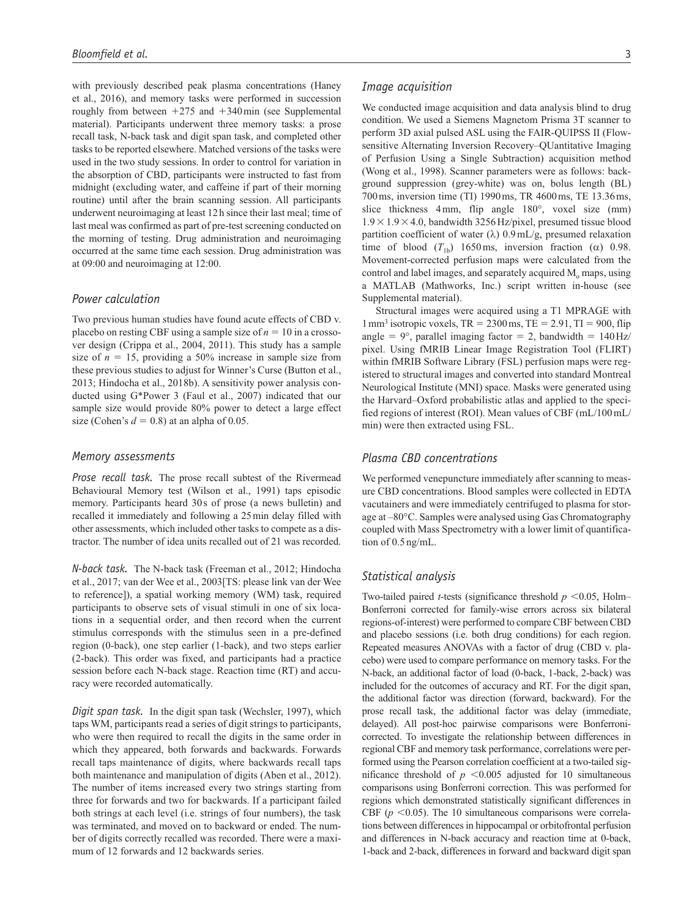with previously described peak plasma concentrations (Haney et al., 2016), and memory tasks were performed in succession roughly from between +275 and +340 min (see Supplemental material). Participants underwent three memory tasks: a prose recall task, N-back task and digit span task, and completed other tasks to be reported elsewhere. Matched versions of the tasks were used in the two study sessions. In order to control for variation in the absorption of CBD, participants were instructed to fast from midnight (excluding water, and caffeine if part of their morning routine) until after the brain scanning session. All participants underwent neuroimaging at least 12 h since their last meal; time of last meal was confirmed as part of pre-test screening conducted on the morning of testing. Drug administration and neuroimaging occurred at the same time each session. Drug administration was at 09:00 and neuroimaging at 12:00.

### Power calculation

Two previous human studies have found acute effects of CBD v. placebo on resting CBF using a sample size of $n = 10$ in a crossover design (Crippa et al., 2004, 2011). This study has a sample size of $n = 15$, providing a 50% increase in sample size from these previous studies to adjust for Winner's Curse (Button et al., 2013; Hindocha et al., 2018b). A sensitivity power analysis conducted using G*Power 3 (Faul et al., 2007) indicated that our sample size would provide 80% power to detect a large effect size (Cohen's $d = 0.8$) at an alpha of 0.05.

### Memory assessments

*Prose recall task.* The prose recall subtest of the Rivermead Behavioural Memory test (Wilson et al., 1991) taps episodic memory. Participants heard 30 s of prose (a news bulletin) and recalled it immediately and following a 25 min delay filled with other assessments, which included other tasks to compete as a distractor. The number of idea units recalled out of 21 was recorded.

*N-back task.* The N-back task (Freeman et al., 2012; Hindocha et al., 2017; van der Wee et al., 2003[TS: please link van der Wee to reference]), a spatial working memory (WM) task, required participants to observe sets of visual stimuli in one of six locations in a sequential order, and then record when the current stimulus corresponds with the stimulus seen in a pre-defined region (0-back), one step earlier (1-back), and two steps earlier (2-back). This order was fixed, and participants had a practice session before each N-back stage. Reaction time (RT) and accuracy were recorded automatically.

*Digit span task.* In the digit span task (Wechsler, 1997), which taps WM, participants read a series of digit strings to participants, who were then required to recall the digits in the same order in which they appeared, both forwards and backwards. Forwards recall taps maintenance of digits, where backwards recall taps both maintenance and manipulation of digits (Aben et al., 2012). The number of items increased every two strings starting from three for forwards and two for backwards. If a participant failed both strings at each level (i.e. strings of four numbers), the task was terminated, and moved on to backward or ended. The number of digits correctly recalled was recorded. There were a maximum of 12 forwards and 12 backwards series.

### Image acquisition

We conducted image acquisition and data analysis blind to drug condition. We used a Siemens Magnetom Prisma 3T scanner to perform 3D axial pulsed ASL using the FAIR-QUIPSS II (Flow-sensitive Alternating Inversion Recovery–QUantitative Imaging of Perfusion Using a Single Subtraction) acquisition method (Wong et al., 1998). Scanner parameters were as follows: background suppression (grey-white) was on, bolus length (BL) 700 ms, inversion time (TI) 1990 ms, TR 4600 ms, TE 13.36 ms, slice thickness 4 mm, flip angle 180°, voxel size (mm) $1.9 \times 1.9 \times 4.0$, bandwidth 3256 Hz/pixel, presumed tissue blood partition coefficient of water ($\lambda$) 0.9 mL/g, presumed relaxation time of blood ($T_{1b}$) 1650 ms, inversion fraction ($\alpha$) 0.98. Movement-corrected perfusion maps were calculated from the control and label images, and separately acquired $M_o$ maps, using a MATLAB (Mathworks, Inc.) script written in-house (see Supplemental material).

Structural images were acquired using a T1 MPRAGE with 1 mm$^3$ isotropic voxels, TR = 2300 ms, TE = 2.91, TI = 900, flip angle = 9°, parallel imaging factor = 2, bandwidth = 140 Hz/pixel. Using fMRIB Linear Image Registration Tool (FLIRT) within fMRIB Software Library (FSL) perfusion maps were registered to structural images and converted into standard Montreal Neurological Institute (MNI) space. Masks were generated using the Harvard–Oxford probabilistic atlas and applied to the specified regions of interest (ROI). Mean values of CBF (mL/100 mL/min) were then extracted using FSL.

### Plasma CBD concentrations

We performed venepuncture immediately after scanning to measure CBD concentrations. Blood samples were collected in EDTA vacutainers and were immediately centrifuged to plasma for storage at –80°C. Samples were analysed using Gas Chromatography coupled with Mass Spectrometry with a lower limit of quantification of 0.5 ng/mL.

### Statistical analysis

Two-tailed paired *t*-tests (significance threshold $p < 0.05$, Holm–Bonferroni corrected for family-wise errors across six bilateral regions-of-interest) were performed to compare CBF between CBD and placebo sessions (i.e. both drug conditions) for each region. Repeated measures ANOVAs with a factor of drug (CBD v. placebo) were used to compare performance on memory tasks. For the N-back, an additional factor of load (0-back, 1-back, 2-back) was included for the outcomes of accuracy and RT. For the digit span, the additional factor was direction (forward, backward). For the prose recall task, the additional factor was delay (immediate, delayed). All post-hoc pairwise comparisons were Bonferroni-corrected. To investigate the relationship between differences in regional CBF and memory task performance, correlations were performed using the Pearson correlation coefficient at a two-tailed significance threshold of $p < 0.005$ adjusted for 10 simultaneous comparisons using Bonferroni correction. This was performed for regions which demonstrated statistically significant differences in CBF ($p < 0.05$). The 10 simultaneous comparisons were correlations between differences in hippocampal or orbitofrontal perfusion and differences in N-back accuracy and reaction time at 0-back, 1-back and 2-back, differences in forward and backward digit span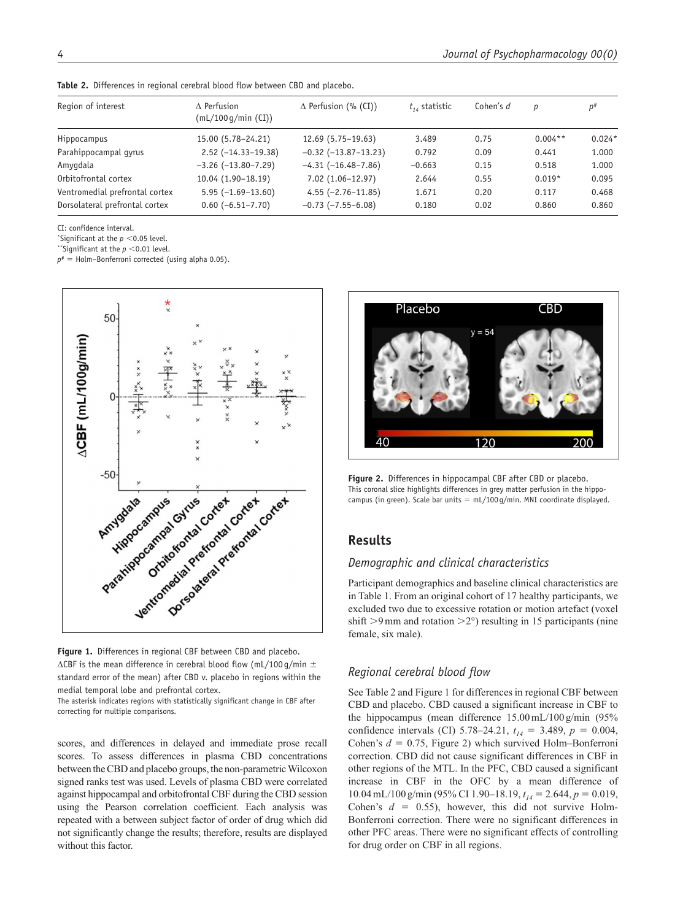**Table 2.** Differences in regional cerebral blood flow between CBD and placebo.

| Region of interest | Δ Perfusion (mL/100 g/min (CI)) | Δ Perfusion (% (CI)) | $t_{14}$ statistic | Cohen's *d* | *p* | $p^{\#}$ |
|---|---|---|---|---|---|---|
| Hippocampus | 15.00 (5.78–24.21) | 12.69 (5.75–19.63) | 3.489 | 0.75 | 0.004** | 0.024* |
| Parahippocampal gyrus | 2.52 (−14.33–19.38) | −0.32 (−13.87–13.23) | 0.792 | 0.09 | 0.441 | 1.000 |
| Amygdala | −3.26 (−13.80–7.29) | −4.31 (−16.48–7.86) | −0.663 | 0.15 | 0.518 | 1.000 |
| Orbitofrontal cortex | 10.04 (1.90–18.19) | 7.02 (1.06–12.97) | 2.644 | 0.55 | 0.019* | 0.095 |
| Ventromedial prefrontal cortex | 5.95 (−1.69–13.60) | 4.55 (−2.76–11.85) | 1.671 | 0.20 | 0.117 | 0.468 |
| Dorsolateral prefrontal cortex | 0.60 (−6.51–7.70) | −0.73 (−7.55–6.08) | 0.180 | 0.02 | 0.860 | 0.860 |

CI: confidence interval.
*Significant at the $p < 0.05$ level.
**Significant at the $p < 0.01$ level.
$p^{\#}$ = Holm–Bonferroni corrected (using alpha 0.05).

**Figure 1.** Differences in regional CBF between CBD and placebo. ΔCBF is the mean difference in cerebral blood flow (mL/100 g/min ± standard error of the mean) after CBD v. placebo in regions within the medial temporal lobe and prefrontal cortex.
The asterisk indicates regions with statistically significant change in CBF after correcting for multiple comparisons.

**Figure 2.** Differences in hippocampal CBF after CBD or placebo.
This coronal slice highlights differences in grey matter perfusion in the hippocampus (in green). Scale bar units = mL/100 g/min. MNI coordinate displayed.

scores, and differences in delayed and immediate prose recall scores. To assess differences in plasma CBD concentrations between the CBD and placebo groups, the non-parametric Wilcoxon signed ranks test was used. Levels of plasma CBD were correlated against hippocampal and orbitofrontal CBF during the CBD session using the Pearson correlation coefficient. Each analysis was repeated with a between subject factor of order of drug which did not significantly change the results; therefore, results are displayed without this factor.

## Results

### *Demographic and clinical characteristics*

Participant demographics and baseline clinical characteristics are in Table 1. From an original cohort of 17 healthy participants, we excluded two due to excessive rotation or motion artefact (voxel shift >9 mm and rotation >2°) resulting in 15 participants (nine female, six male).

### *Regional cerebral blood flow*

See Table 2 and Figure 1 for differences in regional CBF between CBD and placebo. CBD caused a significant increase in CBF to the hippocampus (mean difference 15.00 mL/100 g/min (95% confidence intervals (CI) 5.78–24.21, $t_{14}$ = 3.489, $p$ = 0.004, Cohen's $d$ = 0.75, Figure 2) which survived Holm–Bonferroni correction. CBD did not cause significant differences in CBF in other regions of the MTL. In the PFC, CBD caused a significant increase in CBF in the OFC by a mean difference of 10.04 mL/100 g/min (95% CI 1.90–18.19, $t_{14}$ = 2.644, $p$ = 0.019, Cohen's $d$ = 0.55), however, this did not survive Holm-Bonferroni correction. There were no significant differences in other PFC areas. There were no significant effects of controlling for drug order on CBF in all regions.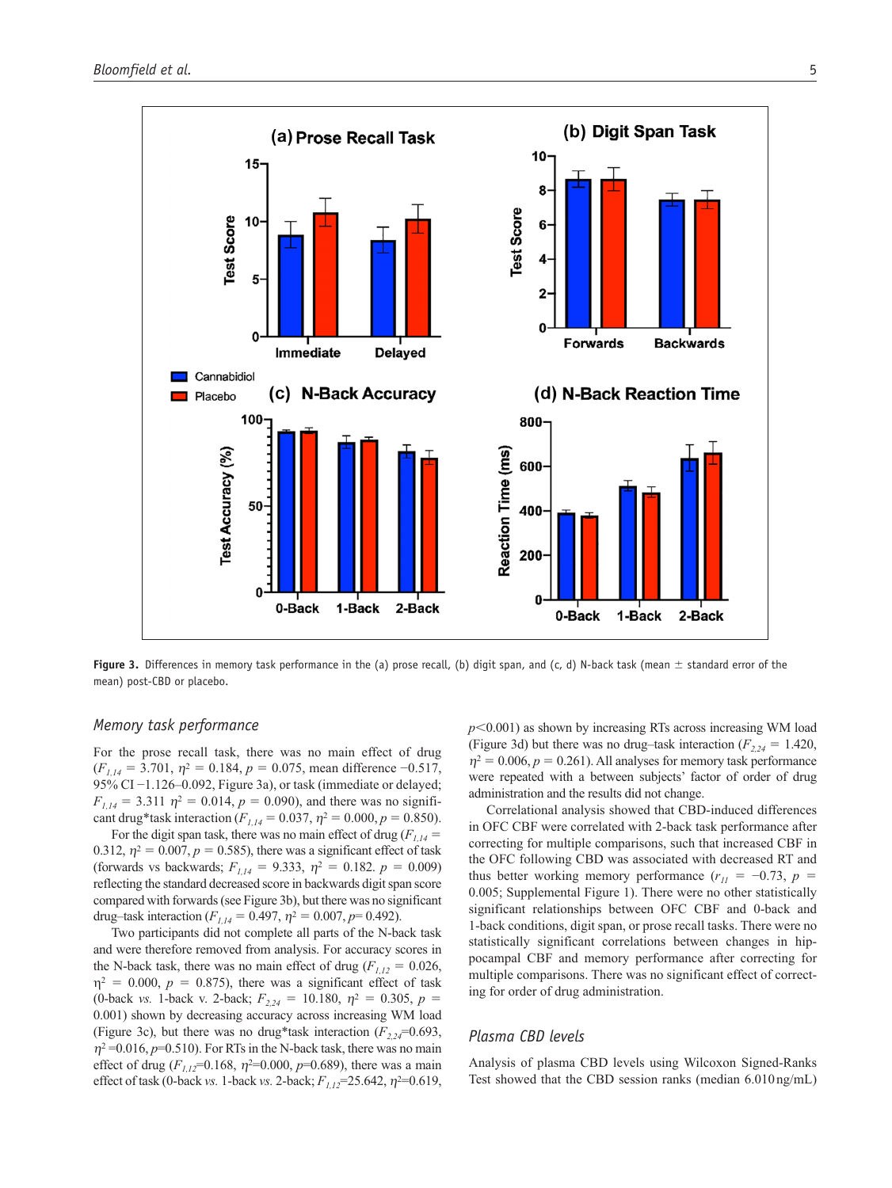Figure 3. Differences in memory task performance in the (a) prose recall, (b) digit span, and (c, d) N-back task (mean ± standard error of the mean) post-CBD or placebo.

### *Memory task performance*

For the prose recall task, there was no main effect of drug ($F_{1,14}$ = 3.701, $\eta^2$ = 0.184, $p$ = 0.075, mean difference −0.517, 95% CI −1.126–0.092, Figure 3a), or task (immediate or delayed; $F_{1,14}$ = 3.311 $\eta^2$ = 0.014, $p$ = 0.090), and there was no significant drug*task interaction ($F_{1,14}$ = 0.037, $\eta^2$ = 0.000, $p$ = 0.850).

For the digit span task, there was no main effect of drug ($F_{1,14}$ = 0.312, $\eta^2$ = 0.007, $p$ = 0.585), there was a significant effect of task (forwards vs backwards; $F_{1,14}$ = 9.333, $\eta^2$ = 0.182. $p$ = 0.009) reflecting the standard decreased score in backwards digit span score compared with forwards (see Figure 3b), but there was no significant drug–task interaction ($F_{1,14}$ = 0.497, $\eta^2$ = 0.007, $p$ = 0.492).

Two participants did not complete all parts of the N-back task and were therefore removed from analysis. For accuracy scores in the N-back task, there was no main effect of drug ($F_{1,12}$ = 0.026, $\eta^2$ = 0.000, $p$ = 0.875), there was a significant effect of task (0-back *vs.* 1-back v. 2-back; $F_{2,24}$ = 10.180, $\eta^2$ = 0.305, $p$ = 0.001) shown by decreasing accuracy across increasing WM load (Figure 3c), but there was no drug*task interaction ($F_{2,24}$=0.693, $\eta^2$ =0.016, $p$=0.510). For RTs in the N-back task, there was no main effect of drug ($F_{1,12}$=0.168, $\eta^2$=0.000, $p$=0.689), there was a main effect of task (0-back *vs.* 1-back *vs.* 2-back; $F_{1,12}$=25.642, $\eta^2$=0.619, $p$<0.001) as shown by increasing RTs across increasing WM load (Figure 3d) but there was no drug–task interaction ($F_{2,24}$ = 1.420, $\eta^2$ = 0.006, $p$ = 0.261). All analyses for memory task performance were repeated with a between subjects' factor of order of drug administration and the results did not change.

Correlational analysis showed that CBD-induced differences in OFC CBF were correlated with 2-back task performance after correcting for multiple comparisons, such that increased CBF in the OFC following CBD was associated with decreased RT and thus better working memory performance ($r_{11}$ = −0.73, $p$ = 0.005; Supplemental Figure 1). There were no other statistically significant relationships between OFC CBF and 0-back and 1-back conditions, digit span, or prose recall tasks. There were no statistically significant correlations between changes in hippocampal CBF and memory performance after correcting for multiple comparisons. There was no significant effect of correcting for order of drug administration.

### *Plasma CBD levels*

Analysis of plasma CBD levels using Wilcoxon Signed-Ranks Test showed that the CBD session ranks (median 6.010 ng/mL)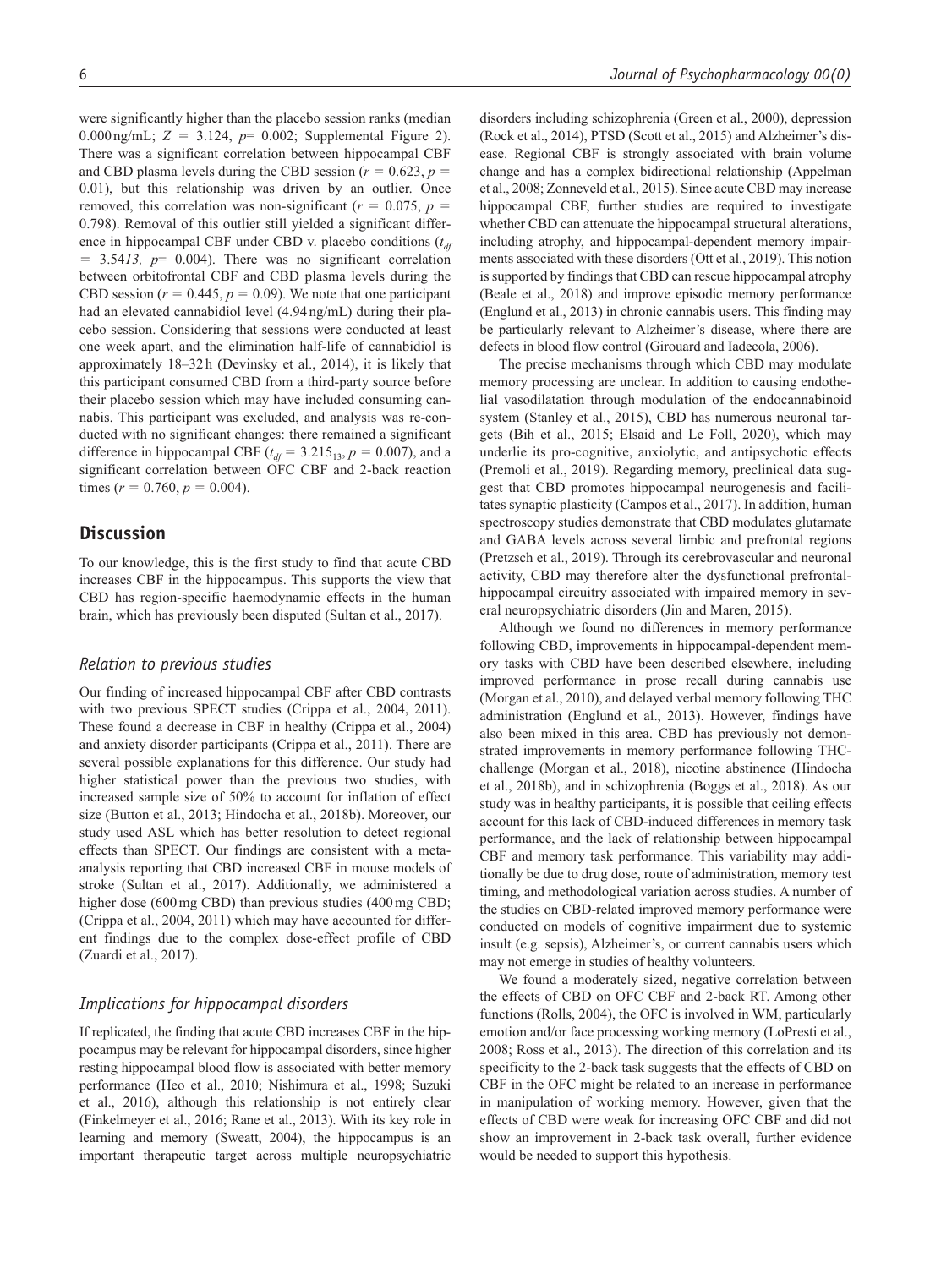were significantly higher than the placebo session ranks (median 0.000 ng/mL; $Z = 3.124$, $p = 0.002$; Supplemental Figure 2). There was a significant correlation between hippocampal CBF and CBD plasma levels during the CBD session ($r = 0.623$, $p = 0.01$), but this relationship was driven by an outlier. Once removed, this correlation was non-significant ($r = 0.075$, $p = 0.798$). Removal of this outlier still yielded a significant difference in hippocampal CBF under CBD v. placebo conditions ($t_{df} = 3.54_{13}$, $p = 0.004$). There was no significant correlation between orbitofrontal CBF and CBD plasma levels during the CBD session ($r = 0.445$, $p = 0.09$). We note that one participant had an elevated cannabidiol level (4.94 ng/mL) during their placebo session. Considering that sessions were conducted at least one week apart, and the elimination half-life of cannabidiol is approximately 18–32 h (Devinsky et al., 2014), it is likely that this participant consumed CBD from a third-party source before their placebo session which may have included consuming cannabis. This participant was excluded, and analysis was re-conducted with no significant changes: there remained a significant difference in hippocampal CBF ($t_{df} = 3.215_{13}$, $p = 0.007$), and a significant correlation between OFC CBF and 2-back reaction times ($r = 0.760$, $p = 0.004$).

## Discussion

To our knowledge, this is the first study to find that acute CBD increases CBF in the hippocampus. This supports the view that CBD has region-specific haemodynamic effects in the human brain, which has previously been disputed (Sultan et al., 2017).

### Relation to previous studies

Our finding of increased hippocampal CBF after CBD contrasts with two previous SPECT studies (Crippa et al., 2004, 2011). These found a decrease in CBF in healthy (Crippa et al., 2004) and anxiety disorder participants (Crippa et al., 2011). There are several possible explanations for this difference. Our study had higher statistical power than the previous two studies, with increased sample size of 50% to account for inflation of effect size (Button et al., 2013; Hindocha et al., 2018b). Moreover, our study used ASL which has better resolution to detect regional effects than SPECT. Our findings are consistent with a meta-analysis reporting that CBD increased CBF in mouse models of stroke (Sultan et al., 2017). Additionally, we administered a higher dose (600 mg CBD) than previous studies (400 mg CBD; (Crippa et al., 2004, 2011) which may have accounted for different findings due to the complex dose-effect profile of CBD (Zuardi et al., 2017).

### Implications for hippocampal disorders

If replicated, the finding that acute CBD increases CBF in the hippocampus may be relevant for hippocampal disorders, since higher resting hippocampal blood flow is associated with better memory performance (Heo et al., 2010; Nishimura et al., 1998; Suzuki et al., 2016), although this relationship is not entirely clear (Finkelmeyer et al., 2016; Rane et al., 2013). With its key role in learning and memory (Sweatt, 2004), the hippocampus is an important therapeutic target across multiple neuropsychiatric disorders including schizophrenia (Green et al., 2000), depression (Rock et al., 2014), PTSD (Scott et al., 2015) and Alzheimer's disease. Regional CBF is strongly associated with brain volume change and has a complex bidirectional relationship (Appelman et al., 2008; Zonneveld et al., 2015). Since acute CBD may increase hippocampal CBF, further studies are required to investigate whether CBD can attenuate the hippocampal structural alterations, including atrophy, and hippocampal-dependent memory impairments associated with these disorders (Ott et al., 2019). This notion is supported by findings that CBD can rescue hippocampal atrophy (Beale et al., 2018) and improve episodic memory performance (Englund et al., 2013) in chronic cannabis users. This finding may be particularly relevant to Alzheimer's disease, where there are defects in blood flow control (Girouard and Iadecola, 2006).

The precise mechanisms through which CBD may modulate memory processing are unclear. In addition to causing endothelial vasodilatation through modulation of the endocannabinoid system (Stanley et al., 2015), CBD has numerous neuronal targets (Bih et al., 2015; Elsaid and Le Foll, 2020), which may underlie its pro-cognitive, anxiolytic, and antipsychotic effects (Premoli et al., 2019). Regarding memory, preclinical data suggest that CBD promotes hippocampal neurogenesis and facilitates synaptic plasticity (Campos et al., 2017). In addition, human spectroscopy studies demonstrate that CBD modulates glutamate and GABA levels across several limbic and prefrontal regions (Pretzsch et al., 2019). Through its cerebrovascular and neuronal activity, CBD may therefore alter the dysfunctional prefrontal-hippocampal circuitry associated with impaired memory in several neuropsychiatric disorders (Jin and Maren, 2015).

Although we found no differences in memory performance following CBD, improvements in hippocampal-dependent memory tasks with CBD have been described elsewhere, including improved performance in prose recall during cannabis use (Morgan et al., 2010), and delayed verbal memory following THC administration (Englund et al., 2013). However, findings have also been mixed in this area. CBD has previously not demonstrated improvements in memory performance following THC-challenge (Morgan et al., 2018), nicotine abstinence (Hindocha et al., 2018b), and in schizophrenia (Boggs et al., 2018). As our study was in healthy participants, it is possible that ceiling effects account for this lack of CBD-induced differences in memory task performance, and the lack of relationship between hippocampal CBF and memory task performance. This variability may additionally be due to drug dose, route of administration, memory test timing, and methodological variation across studies. A number of the studies on CBD-related improved memory performance were conducted on models of cognitive impairment due to systemic insult (e.g. sepsis), Alzheimer's, or current cannabis users which may not emerge in studies of healthy volunteers.

We found a moderately sized, negative correlation between the effects of CBD on OFC CBF and 2-back RT. Among other functions (Rolls, 2004), the OFC is involved in WM, particularly emotion and/or face processing working memory (LoPresti et al., 2008; Ross et al., 2013). The direction of this correlation and its specificity to the 2-back task suggests that the effects of CBD on CBF in the OFC might be related to an increase in performance in manipulation of working memory. However, given that the effects of CBD were weak for increasing OFC CBF and did not show an improvement in 2-back task overall, further evidence would be needed to support this hypothesis.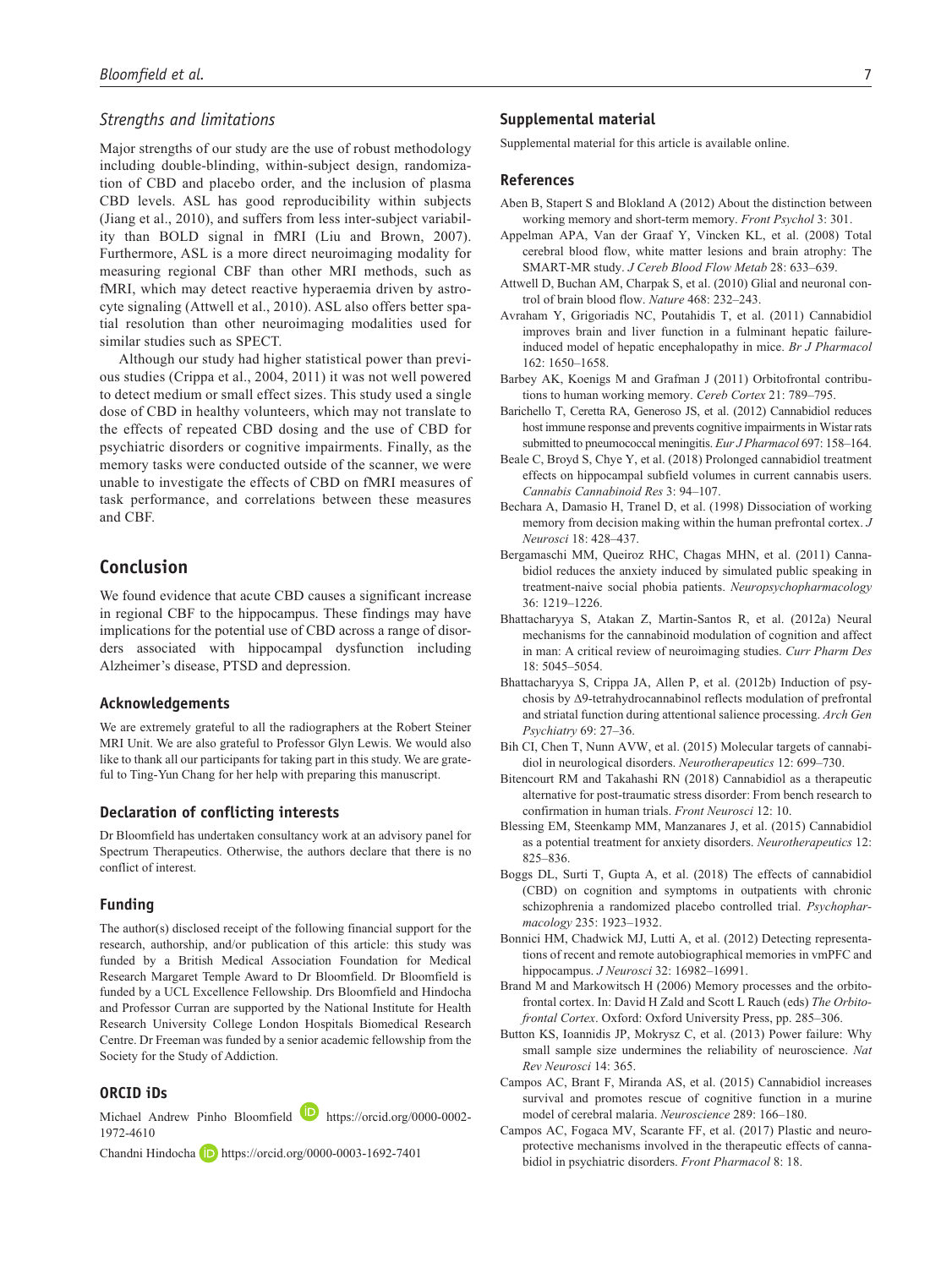### Strengths and limitations

Major strengths of our study are the use of robust methodology including double-blinding, within-subject design, randomization of CBD and placebo order, and the inclusion of plasma CBD levels. ASL has good reproducibility within subjects (Jiang et al., 2010), and suffers from less inter-subject variability than BOLD signal in fMRI (Liu and Brown, 2007). Furthermore, ASL is a more direct neuroimaging modality for measuring regional CBF than other MRI methods, such as fMRI, which may detect reactive hyperaemia driven by astrocyte signaling (Attwell et al., 2010). ASL also offers better spatial resolution than other neuroimaging modalities used for similar studies such as SPECT.

Although our study had higher statistical power than previous studies (Crippa et al., 2004, 2011) it was not well powered to detect medium or small effect sizes. This study used a single dose of CBD in healthy volunteers, which may not translate to the effects of repeated CBD dosing and the use of CBD for psychiatric disorders or cognitive impairments. Finally, as the memory tasks were conducted outside of the scanner, we were unable to investigate the effects of CBD on fMRI measures of task performance, and correlations between these measures and CBF.

## Conclusion

We found evidence that acute CBD causes a significant increase in regional CBF to the hippocampus. These findings may have implications for the potential use of CBD across a range of disorders associated with hippocampal dysfunction including Alzheimer's disease, PTSD and depression.

### Acknowledgements

We are extremely grateful to all the radiographers at the Robert Steiner MRI Unit. We are also grateful to Professor Glyn Lewis. We would also like to thank all our participants for taking part in this study. We are grateful to Ting-Yun Chang for her help with preparing this manuscript.

### Declaration of conflicting interests

Dr Bloomfield has undertaken consultancy work at an advisory panel for Spectrum Therapeutics. Otherwise, the authors declare that there is no conflict of interest.

### Funding

The author(s) disclosed receipt of the following financial support for the research, authorship, and/or publication of this article: this study was funded by a British Medical Association Foundation for Medical Research Margaret Temple Award to Dr Bloomfield. Dr Bloomfield is funded by a UCL Excellence Fellowship. Drs Bloomfield and Hindocha and Professor Curran are supported by the National Institute for Health Research University College London Hospitals Biomedical Research Centre. Dr Freeman was funded by a senior academic fellowship from the Society for the Study of Addiction.

### ORCID iDs

Michael Andrew Pinho Bloomfield https://orcid.org/0000-0002-1972-4610

Chandni Hindocha https://orcid.org/0000-0003-1692-7401

### Supplemental material

Supplemental material for this article is available online.

### References

Aben B, Stapert S and Blokland A (2012) About the distinction between working memory and short-term memory. *Front Psychol* 3: 301.

Appelman APA, Van der Graaf Y, Vincken KL, et al. (2008) Total cerebral blood flow, white matter lesions and brain atrophy: The SMART-MR study. *J Cereb Blood Flow Metab* 28: 633–639.

Attwell D, Buchan AM, Charpak S, et al. (2010) Glial and neuronal control of brain blood flow. *Nature* 468: 232–243.

Avraham Y, Grigoriadis NC, Poutahidis T, et al. (2011) Cannabidiol improves brain and liver function in a fulminant hepatic failure-induced model of hepatic encephalopathy in mice. *Br J Pharmacol* 162: 1650–1658.

Barbey AK, Koenigs M and Grafman J (2011) Orbitofrontal contributions to human working memory. *Cereb Cortex* 21: 789–795.

Barichello T, Ceretta RA, Generoso JS, et al. (2012) Cannabidiol reduces host immune response and prevents cognitive impairments in Wistar rats submitted to pneumococcal meningitis. *Eur J Pharmacol* 697: 158–164.

Beale C, Broyd S, Chye Y, et al. (2018) Prolonged cannabidiol treatment effects on hippocampal subfield volumes in current cannabis users. *Cannabis Cannabinoid Res* 3: 94–107.

Bechara A, Damasio H, Tranel D, et al. (1998) Dissociation of working memory from decision making within the human prefrontal cortex. *J Neurosci* 18: 428–437.

Bergamaschi MM, Queiroz RHC, Chagas MHN, et al. (2011) Cannabidiol reduces the anxiety induced by simulated public speaking in treatment-naive social phobia patients. *Neuropsychopharmacology* 36: 1219–1226.

Bhattacharyya S, Atakan Z, Martin-Santos R, et al. (2012a) Neural mechanisms for the cannabinoid modulation of cognition and affect in man: A critical review of neuroimaging studies. *Curr Pharm Des* 18: 5045–5054.

Bhattacharyya S, Crippa JA, Allen P, et al. (2012b) Induction of psychosis by Δ9-tetrahydrocannabinol reflects modulation of prefrontal and striatal function during attentional salience processing. *Arch Gen Psychiatry* 69: 27–36.

Bih CI, Chen T, Nunn AVW, et al. (2015) Molecular targets of cannabidiol in neurological disorders. *Neurotherapeutics* 12: 699–730.

Bitencourt RM and Takahashi RN (2018) Cannabidiol as a therapeutic alternative for post-traumatic stress disorder: From bench research to confirmation in human trials. *Front Neurosci* 12: 10.

Blessing EM, Steenkamp MM, Manzanares J, et al. (2015) Cannabidiol as a potential treatment for anxiety disorders. *Neurotherapeutics* 12: 825–836.

Boggs DL, Surti T, Gupta A, et al. (2018) The effects of cannabidiol (CBD) on cognition and symptoms in outpatients with chronic schizophrenia a randomized placebo controlled trial. *Psychopharmacology* 235: 1923–1932.

Bonnici HM, Chadwick MJ, Lutti A, et al. (2012) Detecting representations of recent and remote autobiographical memories in vmPFC and hippocampus. *J Neurosci* 32: 16982–16991.

Brand M and Markowitsch H (2006) Memory processes and the orbitofrontal cortex. In: David H Zald and Scott L Rauch (eds) *The Orbitofrontal Cortex*. Oxford: Oxford University Press, pp. 285–306.

Button KS, Ioannidis JP, Mokrysz C, et al. (2013) Power failure: Why small sample size undermines the reliability of neuroscience. *Nat Rev Neurosci* 14: 365.

Campos AC, Brant F, Miranda AS, et al. (2015) Cannabidiol increases survival and promotes rescue of cognitive function in a murine model of cerebral malaria. *Neuroscience* 289: 166–180.

Campos AC, Fogaca MV, Scarante FF, et al. (2017) Plastic and neuroprotective mechanisms involved in the therapeutic effects of cannabidiol in psychiatric disorders. *Front Pharmacol* 8: 18.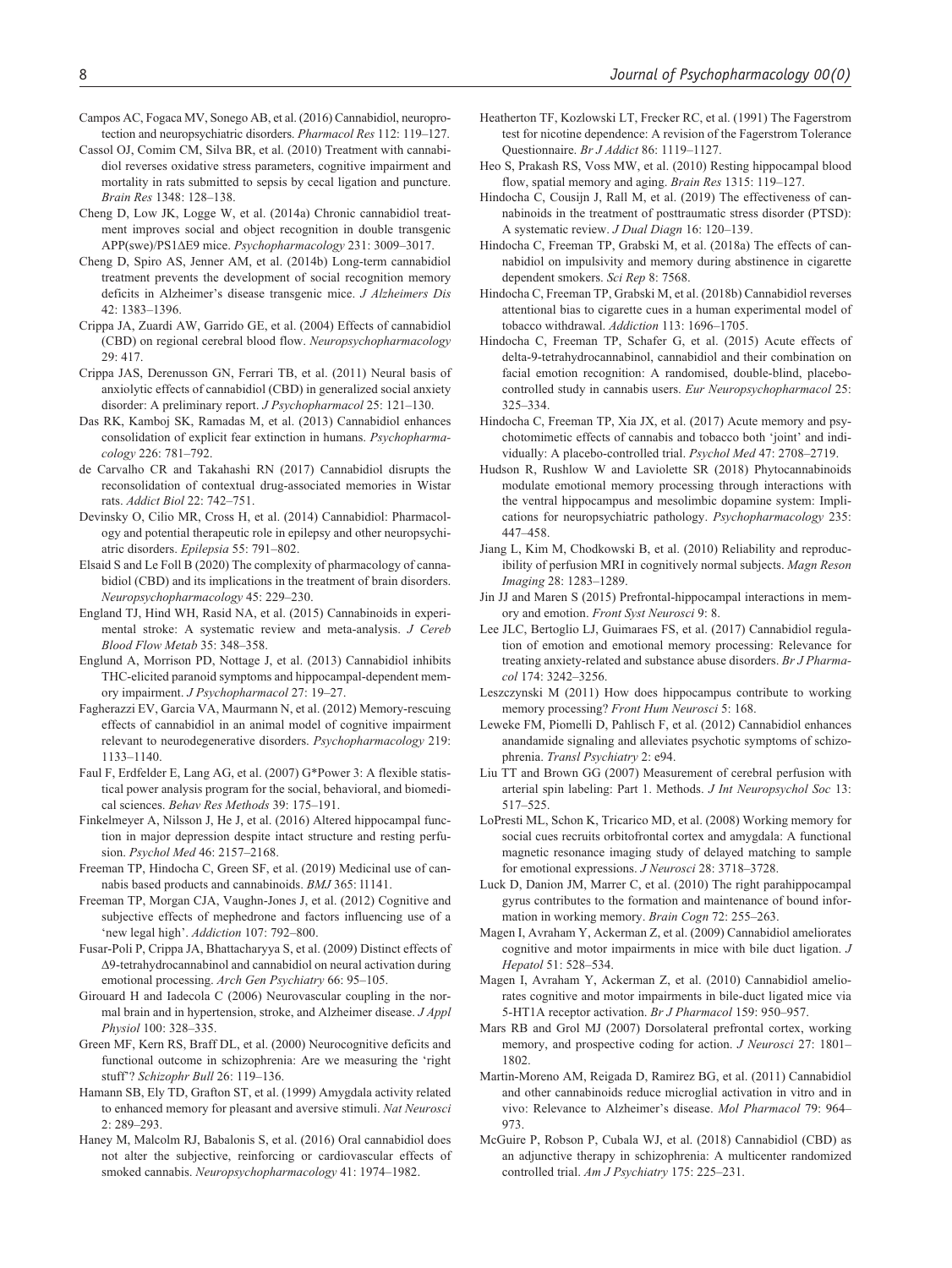Campos AC, Fogaca MV, Sonego AB, et al. (2016) Cannabidiol, neuroprotection and neuropsychiatric disorders. *Pharmacol Res* 112: 119–127.

Cassol OJ, Comim CM, Silva BR, et al. (2010) Treatment with cannabidiol reverses oxidative stress parameters, cognitive impairment and mortality in rats submitted to sepsis by cecal ligation and puncture. *Brain Res* 1348: 128–138.

Cheng D, Low JK, Logge W, et al. (2014a) Chronic cannabidiol treatment improves social and object recognition in double transgenic APP(swe)/PS1ΔE9 mice. *Psychopharmacology* 231: 3009–3017.

Cheng D, Spiro AS, Jenner AM, et al. (2014b) Long-term cannabidiol treatment prevents the development of social recognition memory deficits in Alzheimer's disease transgenic mice. *J Alzheimers Dis* 42: 1383–1396.

Crippa JA, Zuardi AW, Garrido GE, et al. (2004) Effects of cannabidiol (CBD) on regional cerebral blood flow. *Neuropsychopharmacology* 29: 417.

Crippa JAS, Derenusson GN, Ferrari TB, et al. (2011) Neural basis of anxiolytic effects of cannabidiol (CBD) in generalized social anxiety disorder: A preliminary report. *J Psychopharmacol* 25: 121–130.

Das RK, Kamboj SK, Ramadas M, et al. (2013) Cannabidiol enhances consolidation of explicit fear extinction in humans. *Psychopharmacology* 226: 781–792.

de Carvalho CR and Takahashi RN (2017) Cannabidiol disrupts the reconsolidation of contextual drug-associated memories in Wistar rats. *Addict Biol* 22: 742–751.

Devinsky O, Cilio MR, Cross H, et al. (2014) Cannabidiol: Pharmacology and potential therapeutic role in epilepsy and other neuropsychiatric disorders. *Epilepsia* 55: 791–802.

Elsaid S and Le Foll B (2020) The complexity of pharmacology of cannabidiol (CBD) and its implications in the treatment of brain disorders. *Neuropsychopharmacology* 45: 229–230.

England TJ, Hind WH, Rasid NA, et al. (2015) Cannabinoids in experimental stroke: A systematic review and meta-analysis. *J Cereb Blood Flow Metab* 35: 348–358.

Englund A, Morrison PD, Nottage J, et al. (2013) Cannabidiol inhibits THC-elicited paranoid symptoms and hippocampal-dependent memory impairment. *J Psychopharmacol* 27: 19–27.

Fagherazzi EV, Garcia VA, Maurmann N, et al. (2012) Memory-rescuing effects of cannabidiol in an animal model of cognitive impairment relevant to neurodegenerative disorders. *Psychopharmacology* 219: 1133–1140.

Faul F, Erdfelder E, Lang AG, et al. (2007) G*Power 3: A flexible statistical power analysis program for the social, behavioral, and biomedical sciences. *Behav Res Methods* 39: 175–191.

Finkelmeyer A, Nilsson J, He J, et al. (2016) Altered hippocampal function in major depression despite intact structure and resting perfusion. *Psychol Med* 46: 2157–2168.

Freeman TP, Hindocha C, Green SF, et al. (2019) Medicinal use of cannabis based products and cannabinoids. *BMJ* 365: l1141.

Freeman TP, Morgan CJA, Vaughn-Jones J, et al. (2012) Cognitive and subjective effects of mephedrone and factors influencing use of a 'new legal high'. *Addiction* 107: 792–800.

Fusar-Poli P, Crippa JA, Bhattacharyya S, et al. (2009) Distinct effects of Δ9-tetrahydrocannabinol and cannabidiol on neural activation during emotional processing. *Arch Gen Psychiatry* 66: 95–105.

Girouard H and Iadecola C (2006) Neurovascular coupling in the normal brain and in hypertension, stroke, and Alzheimer disease. *J Appl Physiol* 100: 328–335.

Green MF, Kern RS, Braff DL, et al. (2000) Neurocognitive deficits and functional outcome in schizophrenia: Are we measuring the 'right stuff'? *Schizophr Bull* 26: 119–136.

Hamann SB, Ely TD, Grafton ST, et al. (1999) Amygdala activity related to enhanced memory for pleasant and aversive stimuli. *Nat Neurosci* 2: 289–293.

Haney M, Malcolm RJ, Babalonis S, et al. (2016) Oral cannabidiol does not alter the subjective, reinforcing or cardiovascular effects of smoked cannabis. *Neuropsychopharmacology* 41: 1974–1982.

Heatherton TF, Kozlowski LT, Frecker RC, et al. (1991) The Fagerstrom test for nicotine dependence: A revision of the Fagerstrom Tolerance Questionnaire. *Br J Addict* 86: 1119–1127.

Heo S, Prakash RS, Voss MW, et al. (2010) Resting hippocampal blood flow, spatial memory and aging. *Brain Res* 1315: 119–127.

Hindocha C, Cousijn J, Rall M, et al. (2019) The effectiveness of cannabinoids in the treatment of posttraumatic stress disorder (PTSD): A systematic review. *J Dual Diagn* 16: 120–139.

Hindocha C, Freeman TP, Grabski M, et al. (2018a) The effects of cannabidiol on impulsivity and memory during abstinence in cigarette dependent smokers. *Sci Rep* 8: 7568.

Hindocha C, Freeman TP, Grabski M, et al. (2018b) Cannabidiol reverses attentional bias to cigarette cues in a human experimental model of tobacco withdrawal. *Addiction* 113: 1696–1705.

Hindocha C, Freeman TP, Schafer G, et al. (2015) Acute effects of delta-9-tetrahydrocannabinol, cannabidiol and their combination on facial emotion recognition: A randomised, double-blind, placebo-controlled study in cannabis users. *Eur Neuropsychopharmacol* 25: 325–334.

Hindocha C, Freeman TP, Xia JX, et al. (2017) Acute memory and psychotomimetic effects of cannabis and tobacco both 'joint' and individually: A placebo-controlled trial. *Psychol Med* 47: 2708–2719.

Hudson R, Rushlow W and Laviolette SR (2018) Phytocannabinoids modulate emotional memory processing through interactions with the ventral hippocampus and mesolimbic dopamine system: Implications for neuropsychiatric pathology. *Psychopharmacology* 235: 447–458.

Jiang L, Kim M, Chodkowski B, et al. (2010) Reliability and reproducibility of perfusion MRI in cognitively normal subjects. *Magn Reson Imaging* 28: 1283–1289.

Jin JJ and Maren S (2015) Prefrontal-hippocampal interactions in memory and emotion. *Front Syst Neurosci* 9: 8.

Lee JLC, Bertoglio LJ, Guimaraes FS, et al. (2017) Cannabidiol regulation of emotion and emotional memory processing: Relevance for treating anxiety-related and substance abuse disorders. *Br J Pharmacol* 174: 3242–3256.

Leszczynski M (2011) How does hippocampus contribute to working memory processing? *Front Hum Neurosci* 5: 168.

Leweke FM, Piomelli D, Pahlisch F, et al. (2012) Cannabidiol enhances anandamide signaling and alleviates psychotic symptoms of schizophrenia. *Transl Psychiatry* 2: e94.

Liu TT and Brown GG (2007) Measurement of cerebral perfusion with arterial spin labeling: Part 1. Methods. *J Int Neuropsychol Soc* 13: 517–525.

LoPresti ML, Schon K, Tricarico MD, et al. (2008) Working memory for social cues recruits orbitofrontal cortex and amygdala: A functional magnetic resonance imaging study of delayed matching to sample for emotional expressions. *J Neurosci* 28: 3718–3728.

Luck D, Danion JM, Marrer C, et al. (2010) The right parahippocampal gyrus contributes to the formation and maintenance of bound information in working memory. *Brain Cogn* 72: 255–263.

Magen I, Avraham Y, Ackerman Z, et al. (2009) Cannabidiol ameliorates cognitive and motor impairments in mice with bile duct ligation. *J Hepatol* 51: 528–534.

Magen I, Avraham Y, Ackerman Z, et al. (2010) Cannabidiol ameliorates cognitive and motor impairments in bile-duct ligated mice via 5-HT1A receptor activation. *Br J Pharmacol* 159: 950–957.

Mars RB and Grol MJ (2007) Dorsolateral prefrontal cortex, working memory, and prospective coding for action. *J Neurosci* 27: 1801–1802.

Martin-Moreno AM, Reigada D, Ramirez BG, et al. (2011) Cannabidiol and other cannabinoids reduce microglial activation in vitro and in vivo: Relevance to Alzheimer's disease. *Mol Pharmacol* 79: 964–973.

McGuire P, Robson P, Cubala WJ, et al. (2018) Cannabidiol (CBD) as an adjunctive therapy in schizophrenia: A multicenter randomized controlled trial. *Am J Psychiatry* 175: 225–231.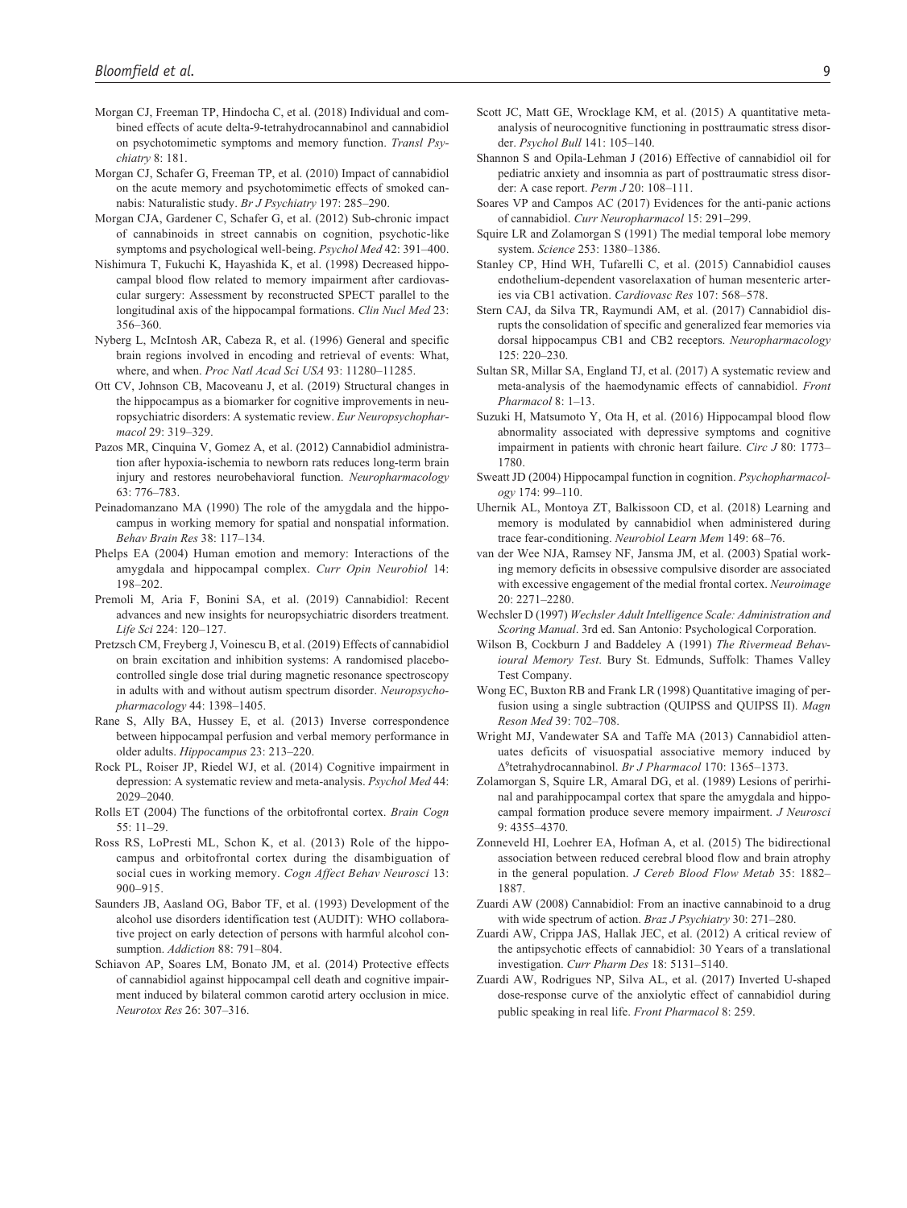Morgan CJ, Freeman TP, Hindocha C, et al. (2018) Individual and combined effects of acute delta-9-tetrahydrocannabinol and cannabidiol on psychotomimetic symptoms and memory function. *Transl Psychiatry* 8: 181.

Morgan CJ, Schafer G, Freeman TP, et al. (2010) Impact of cannabidiol on the acute memory and psychotomimetic effects of smoked cannabis: Naturalistic study. *Br J Psychiatry* 197: 285–290.

Morgan CJA, Gardener C, Schafer G, et al. (2012) Sub-chronic impact of cannabinoids in street cannabis on cognition, psychotic-like symptoms and psychological well-being. *Psychol Med* 42: 391–400.

Nishimura T, Fukuchi K, Hayashida K, et al. (1998) Decreased hippocampal blood flow related to memory impairment after cardiovascular surgery: Assessment by reconstructed SPECT parallel to the longitudinal axis of the hippocampal formations. *Clin Nucl Med* 23: 356–360.

Nyberg L, McIntosh AR, Cabeza R, et al. (1996) General and specific brain regions involved in encoding and retrieval of events: What, where, and when. *Proc Natl Acad Sci USA* 93: 11280–11285.

Ott CV, Johnson CB, Macoveanu J, et al. (2019) Structural changes in the hippocampus as a biomarker for cognitive improvements in neuropsychiatric disorders: A systematic review. *Eur Neuropsychopharmacol* 29: 319–329.

Pazos MR, Cinquina V, Gomez A, et al. (2012) Cannabidiol administration after hypoxia-ischemia to newborn rats reduces long-term brain injury and restores neurobehavioral function. *Neuropharmacology* 63: 776–783.

Peinadomanzano MA (1990) The role of the amygdala and the hippocampus in working memory for spatial and nonspatial information. *Behav Brain Res* 38: 117–134.

Phelps EA (2004) Human emotion and memory: Interactions of the amygdala and hippocampal complex. *Curr Opin Neurobiol* 14: 198–202.

Premoli M, Aria F, Bonini SA, et al. (2019) Cannabidiol: Recent advances and new insights for neuropsychiatric disorders treatment. *Life Sci* 224: 120–127.

Pretzsch CM, Freyberg J, Voinescu B, et al. (2019) Effects of cannabidiol on brain excitation and inhibition systems: A randomised placebo-controlled single dose trial during magnetic resonance spectroscopy in adults with and without autism spectrum disorder. *Neuropsychopharmacology* 44: 1398–1405.

Rane S, Ally BA, Hussey E, et al. (2013) Inverse correspondence between hippocampal perfusion and verbal memory performance in older adults. *Hippocampus* 23: 213–220.

Rock PL, Roiser JP, Riedel WJ, et al. (2014) Cognitive impairment in depression: A systematic review and meta-analysis. *Psychol Med* 44: 2029–2040.

Rolls ET (2004) The functions of the orbitofrontal cortex. *Brain Cogn* 55: 11–29.

Ross RS, LoPresti ML, Schon K, et al. (2013) Role of the hippocampus and orbitofrontal cortex during the disambiguation of social cues in working memory. *Cogn Affect Behav Neurosci* 13: 900–915.

Saunders JB, Aasland OG, Babor TF, et al. (1993) Development of the alcohol use disorders identification test (AUDIT): WHO collaborative project on early detection of persons with harmful alcohol consumption. *Addiction* 88: 791–804.

Schiavon AP, Soares LM, Bonato JM, et al. (2014) Protective effects of cannabidiol against hippocampal cell death and cognitive impairment induced by bilateral common carotid artery occlusion in mice. *Neurotox Res* 26: 307–316.

Scott JC, Matt GE, Wrocklage KM, et al. (2015) A quantitative meta-analysis of neurocognitive functioning in posttraumatic stress disorder. *Psychol Bull* 141: 105–140.

Shannon S and Opila-Lehman J (2016) Effective of cannabidiol oil for pediatric anxiety and insomnia as part of posttraumatic stress disorder: A case report. *Perm J* 20: 108–111.

Soares VP and Campos AC (2017) Evidences for the anti-panic actions of cannabidiol. *Curr Neuropharmacol* 15: 291–299.

Squire LR and Zolamorgan S (1991) The medial temporal lobe memory system. *Science* 253: 1380–1386.

Stanley CP, Hind WH, Tufarelli C, et al. (2015) Cannabidiol causes endothelium-dependent vasorelaxation of human mesenteric arteries via CB1 activation. *Cardiovasc Res* 107: 568–578.

Stern CAJ, da Silva TR, Raymundi AM, et al. (2017) Cannabidiol disrupts the consolidation of specific and generalized fear memories via dorsal hippocampus CB1 and CB2 receptors. *Neuropharmacology* 125: 220–230.

Sultan SR, Millar SA, England TJ, et al. (2017) A systematic review and meta-analysis of the haemodynamic effects of cannabidiol. *Front Pharmacol* 8: 1–13.

Suzuki H, Matsumoto Y, Ota H, et al. (2016) Hippocampal blood flow abnormality associated with depressive symptoms and cognitive impairment in patients with chronic heart failure. *Circ J* 80: 1773–1780.

Sweatt JD (2004) Hippocampal function in cognition. *Psychopharmacology* 174: 99–110.

Uhernik AL, Montoya ZT, Balkissoon CD, et al. (2018) Learning and memory is modulated by cannabidiol when administered during trace fear-conditioning. *Neurobiol Learn Mem* 149: 68–76.

van der Wee NJA, Ramsey NF, Jansma JM, et al. (2003) Spatial working memory deficits in obsessive compulsive disorder are associated with excessive engagement of the medial frontal cortex. *Neuroimage* 20: 2271–2280.

Wechsler D (1997) *Wechsler Adult Intelligence Scale: Administration and Scoring Manual*. 3rd ed. San Antonio: Psychological Corporation.

Wilson B, Cockburn J and Baddeley A (1991) *The Rivermead Behavioural Memory Test*. Bury St. Edmunds, Suffolk: Thames Valley Test Company.

Wong EC, Buxton RB and Frank LR (1998) Quantitative imaging of perfusion using a single subtraction (QUIPSS and QUIPSS II). *Magn Reson Med* 39: 702–708.

Wright MJ, Vandewater SA and Taffe MA (2013) Cannabidiol attenuates deficits of visuospatial associative memory induced by $\Delta^9$tetrahydrocannabinol. *Br J Pharmacol* 170: 1365–1373.

Zolamorgan S, Squire LR, Amaral DG, et al. (1989) Lesions of perirhinal and parahippocampal cortex that spare the amygdala and hippocampal formation produce severe memory impairment. *J Neurosci* 9: 4355–4370.

Zonneveld HI, Loehrer EA, Hofman A, et al. (2015) The bidirectional association between reduced cerebral blood flow and brain atrophy in the general population. *J Cereb Blood Flow Metab* 35: 1882–1887.

Zuardi AW (2008) Cannabidiol: From an inactive cannabinoid to a drug with wide spectrum of action. *Braz J Psychiatry* 30: 271–280.

Zuardi AW, Crippa JAS, Hallak JEC, et al. (2012) A critical review of the antipsychotic effects of cannabidiol: 30 Years of a translational investigation. *Curr Pharm Des* 18: 5131–5140.

Zuardi AW, Rodrigues NP, Silva AL, et al. (2017) Inverted U-shaped dose-response curve of the anxiolytic effect of cannabidiol during public speaking in real life. *Front Pharmacol* 8: 259.